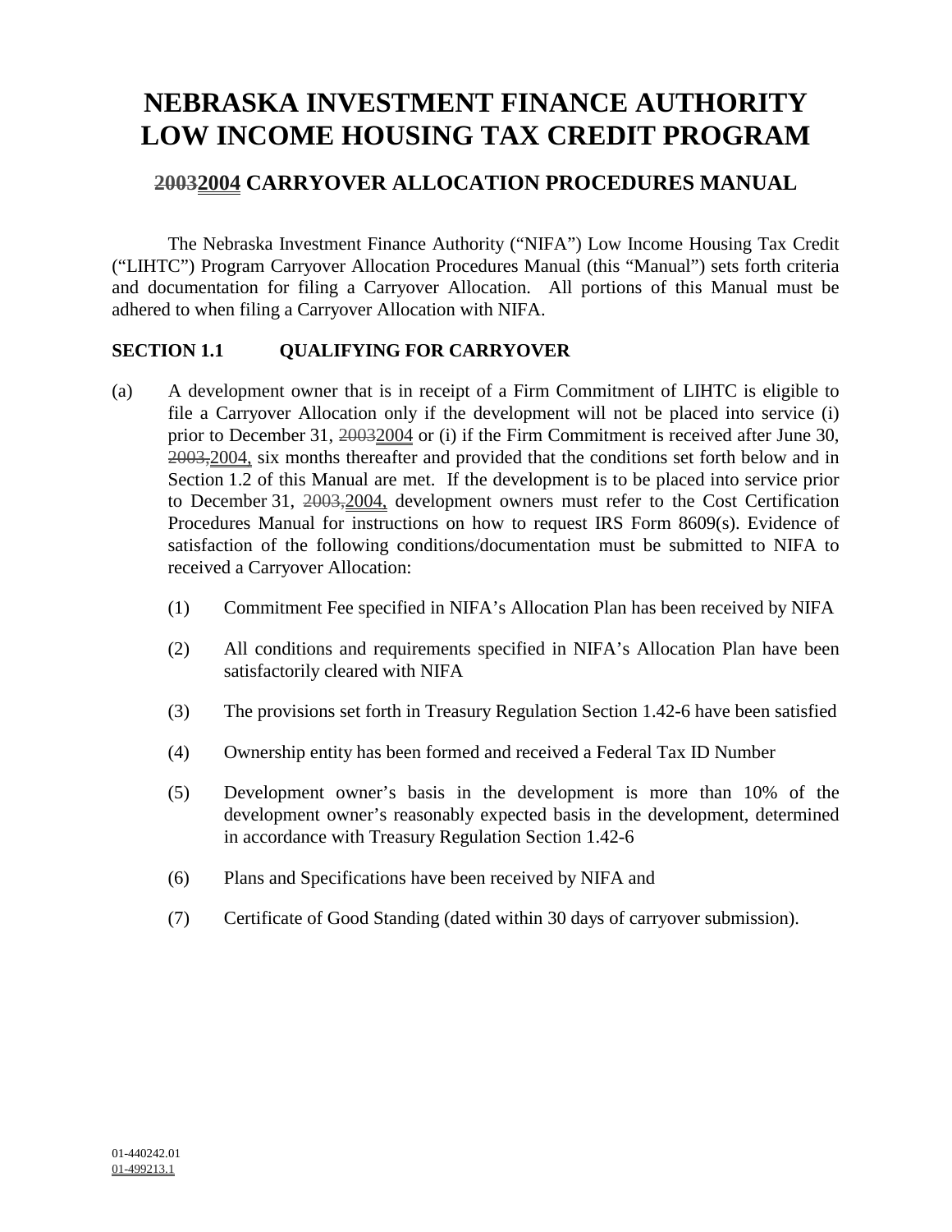# NEBRASKA INVESTMENT FINANCE AUTHORITY LOW INCOME HOUSING TAX CREDIT PROGRAM

## ~~2003~~2004 CARRYOVER ALLOCATION PROCEDURES MANUAL

The Nebraska Investment Finance Authority ("NIFA") Low Income Housing Tax Credit ("LIHTC") Program Carryover Allocation Procedures Manual (this "Manual") sets forth criteria and documentation for filing a Carryover Allocation. All portions of this Manual must be adhered to when filing a Carryover Allocation with NIFA.

**SECTION 1.1 QUALIFYING FOR CARRYOVER**

(a) A development owner that is in receipt of a Firm Commitment of LIHTC is eligible to file a Carryover Allocation only if the development will not be placed into service (i) prior to December 31, ~~2003~~2004 or (i) if the Firm Commitment is received after June 30, ~~2003,~~2004, six months thereafter and provided that the conditions set forth below and in Section 1.2 of this Manual are met. If the development is to be placed into service prior to December 31, ~~2003,~~2004, development owners must refer to the Cost Certification Procedures Manual for instructions on how to request IRS Form 8609(s). Evidence of satisfaction of the following conditions/documentation must be submitted to NIFA to received a Carryover Allocation:

(1) Commitment Fee specified in NIFA's Allocation Plan has been received by NIFA

(2) All conditions and requirements specified in NIFA's Allocation Plan have been satisfactorily cleared with NIFA

(3) The provisions set forth in Treasury Regulation Section 1.42-6 have been satisfied

(4) Ownership entity has been formed and received a Federal Tax ID Number

(5) Development owner's basis in the development is more than 10% of the development owner's reasonably expected basis in the development, determined in accordance with Treasury Regulation Section 1.42-6

(6) Plans and Specifications have been received by NIFA and

(7) Certificate of Good Standing (dated within 30 days of carryover submission).

01-440242.01
01-499213.1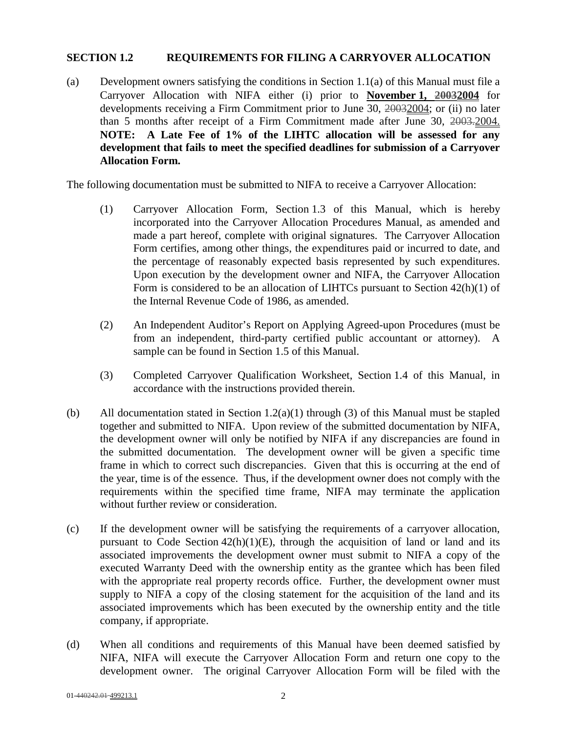## SECTION 1.2 REQUIREMENTS FOR FILING A CARRYOVER ALLOCATION

(a) Development owners satisfying the conditions in Section 1.1(a) of this Manual must file a Carryover Allocation with NIFA either (i) prior to **November 1, ~~2003~~2004** for developments receiving a Firm Commitment prior to June 30, ~~2003~~2004; or (ii) no later than 5 months after receipt of a Firm Commitment made after June 30, ~~2003.~~2004. **NOTE: A Late Fee of 1% of the LIHTC allocation will be assessed for any development that fails to meet the specified deadlines for submission of a Carryover Allocation Form.**

The following documentation must be submitted to NIFA to receive a Carryover Allocation:

(1) Carryover Allocation Form, Section 1.3 of this Manual, which is hereby incorporated into the Carryover Allocation Procedures Manual, as amended and made a part hereof, complete with original signatures. The Carryover Allocation Form certifies, among other things, the expenditures paid or incurred to date, and the percentage of reasonably expected basis represented by such expenditures. Upon execution by the development owner and NIFA, the Carryover Allocation Form is considered to be an allocation of LIHTCs pursuant to Section 42(h)(1) of the Internal Revenue Code of 1986, as amended.

(2) An Independent Auditor's Report on Applying Agreed-upon Procedures (must be from an independent, third-party certified public accountant or attorney). A sample can be found in Section 1.5 of this Manual.

(3) Completed Carryover Qualification Worksheet, Section 1.4 of this Manual, in accordance with the instructions provided therein.

(b) All documentation stated in Section 1.2(a)(1) through (3) of this Manual must be stapled together and submitted to NIFA. Upon review of the submitted documentation by NIFA, the development owner will only be notified by NIFA if any discrepancies are found in the submitted documentation. The development owner will be given a specific time frame in which to correct such discrepancies. Given that this is occurring at the end of the year, time is of the essence. Thus, if the development owner does not comply with the requirements within the specified time frame, NIFA may terminate the application without further review or consideration.

(c) If the development owner will be satisfying the requirements of a carryover allocation, pursuant to Code Section 42(h)(1)(E), through the acquisition of land or land and its associated improvements the development owner must submit to NIFA a copy of the executed Warranty Deed with the ownership entity as the grantee which has been filed with the appropriate real property records office. Further, the development owner must supply to NIFA a copy of the closing statement for the acquisition of the land and its associated improvements which has been executed by the ownership entity and the title company, if appropriate.

(d) When all conditions and requirements of this Manual have been deemed satisfied by NIFA, NIFA will execute the Carryover Allocation Form and return one copy to the development owner. The original Carryover Allocation Form will be filed with the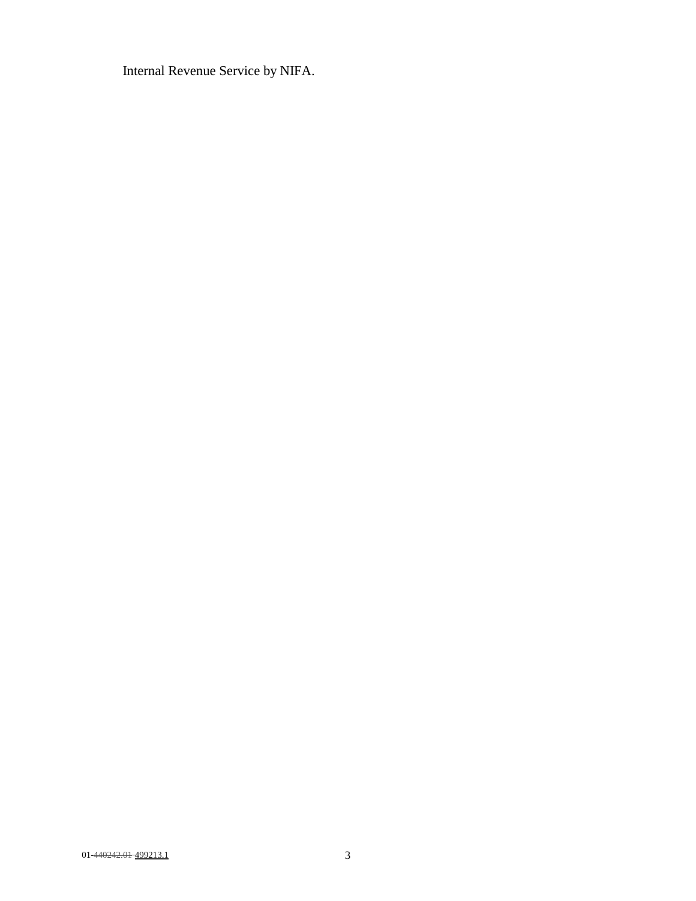Internal Revenue Service by NIFA.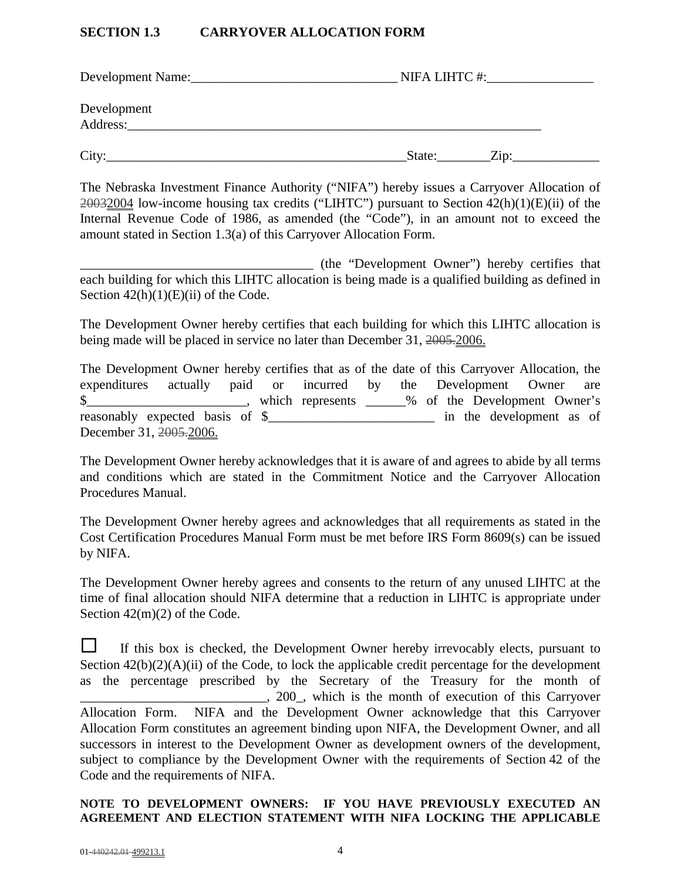## SECTION 1.3 CARRYOVER ALLOCATION FORM

Development Name:_______________________________ NIFA LIHTC #:________________

Development Address:_________________________________________________________________

City:_____________________________________________State:________Zip:_____________

The Nebraska Investment Finance Authority ("NIFA") hereby issues a Carryover Allocation of ~~2003~~2004 low-income housing tax credits ("LIHTC") pursuant to Section 42(h)(1)(E)(ii) of the Internal Revenue Code of 1986, as amended (the "Code"), in an amount not to exceed the amount stated in Section 1.3(a) of this Carryover Allocation Form.

___________________________________ (the "Development Owner") hereby certifies that each building for which this LIHTC allocation is being made is a qualified building as defined in Section 42(h)(1)(E)(ii) of the Code.

The Development Owner hereby certifies that each building for which this LIHTC allocation is being made will be placed in service no later than December 31, ~~2005.~~2006.

The Development Owner hereby certifies that as of the date of this Carryover Allocation, the expenditures actually paid or incurred by the Development Owner are $________________________, which represents ______% of the Development Owner's reasonably expected basis of $_________________________ in the development as of December 31, ~~2005.~~2006.

The Development Owner hereby acknowledges that it is aware of and agrees to abide by all terms and conditions which are stated in the Commitment Notice and the Carryover Allocation Procedures Manual.

The Development Owner hereby agrees and acknowledges that all requirements as stated in the Cost Certification Procedures Manual Form must be met before IRS Form 8609(s) can be issued by NIFA.

The Development Owner hereby agrees and consents to the return of any unused LIHTC at the time of final allocation should NIFA determine that a reduction in LIHTC is appropriate under Section 42(m)(2) of the Code.

☐ If this box is checked, the Development Owner hereby irrevocably elects, pursuant to Section 42(b)(2)(A)(ii) of the Code, to lock the applicable credit percentage for the development as the percentage prescribed by the Secretary of the Treasury for the month of ____________________________, 200_, which is the month of execution of this Carryover Allocation Form. NIFA and the Development Owner acknowledge that this Carryover Allocation Form constitutes an agreement binding upon NIFA, the Development Owner, and all successors in interest to the Development Owner as development owners of the development, subject to compliance by the Development Owner with the requirements of Section 42 of the Code and the requirements of NIFA.

**NOTE TO DEVELOPMENT OWNERS: IF YOU HAVE PREVIOUSLY EXECUTED AN AGREEMENT AND ELECTION STATEMENT WITH NIFA LOCKING THE APPLICABLE**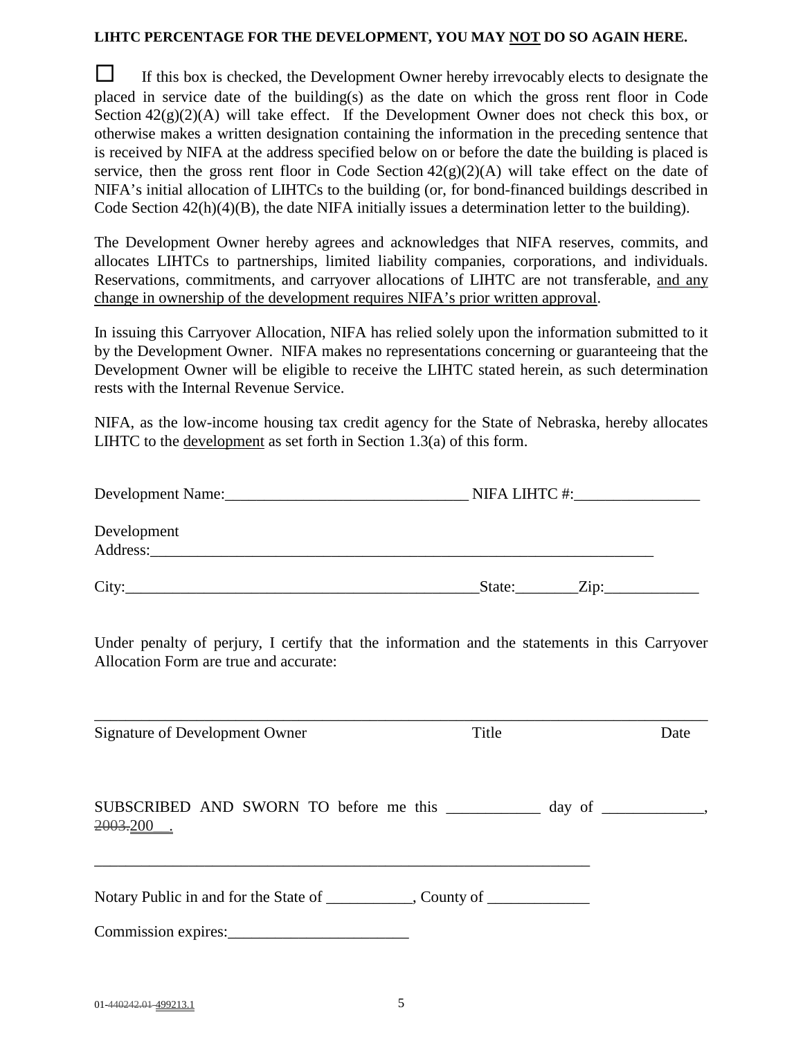**LIHTC PERCENTAGE FOR THE DEVELOPMENT, YOU MAY NOT DO SO AGAIN HERE.**

☐ If this box is checked, the Development Owner hereby irrevocably elects to designate the placed in service date of the building(s) as the date on which the gross rent floor in Code Section 42(g)(2)(A) will take effect. If the Development Owner does not check this box, or otherwise makes a written designation containing the information in the preceding sentence that is received by NIFA at the address specified below on or before the date the building is placed is service, then the gross rent floor in Code Section 42(g)(2)(A) will take effect on the date of NIFA's initial allocation of LIHTCs to the building (or, for bond-financed buildings described in Code Section 42(h)(4)(B), the date NIFA initially issues a determination letter to the building).

The Development Owner hereby agrees and acknowledges that NIFA reserves, commits, and allocates LIHTCs to partnerships, limited liability companies, corporations, and individuals. Reservations, commitments, and carryover allocations of LIHTC are not transferable, and any change in ownership of the development requires NIFA's prior written approval.

In issuing this Carryover Allocation, NIFA has relied solely upon the information submitted to it by the Development Owner. NIFA makes no representations concerning or guaranteeing that the Development Owner will be eligible to receive the LIHTC stated herein, as such determination rests with the Internal Revenue Service.

NIFA, as the low-income housing tax credit agency for the State of Nebraska, hereby allocates LIHTC to the development as set forth in Section 1.3(a) of this form.

Development Name:_______________________________ NIFA LIHTC #:________________

Development Address:____________________________________________________________________

City:_____________________________________________State:________Zip:____________

Under penalty of perjury, I certify that the information and the statements in this Carryover Allocation Form are true and accurate:

_____________________________________________________________________________

Signature of Development Owner          Title          Date

SUBSCRIBED AND SWORN TO before me this ____________ day of _____________, ~~2003.~~200__.

_________________________________________________________________

Notary Public in and for the State of ___________, County of _____________

Commission expires:_______________________

01-~~440242.01~~ 499213.1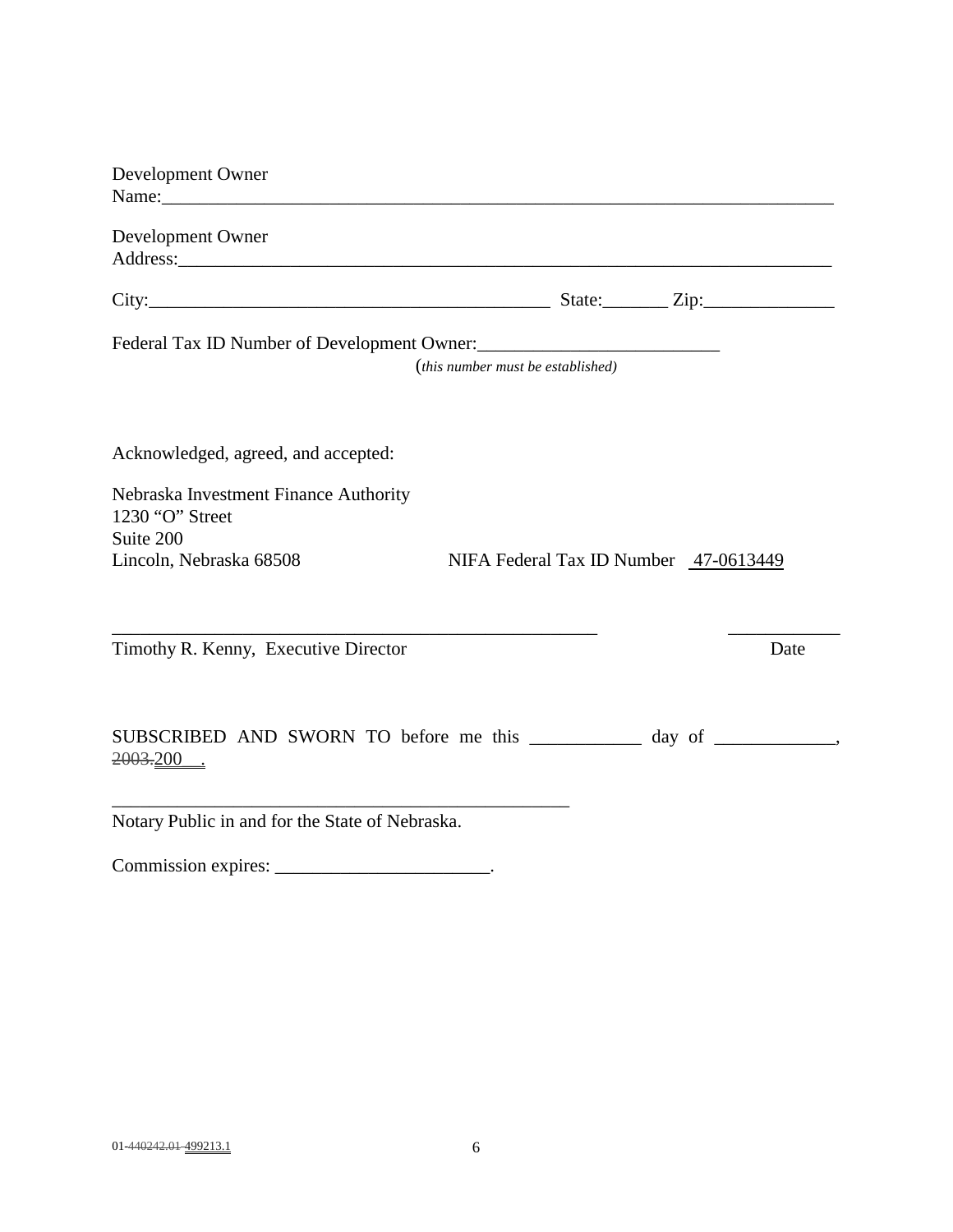Development Owner
Name:___________________________________________________________________________

Development Owner
Address:_________________________________________________________________________

City:_____________________________________________ State:_______ Zip:______________

Federal Tax ID Number of Development Owner:__________________________
(*this number must be established)*

Acknowledged, agreed, and accepted:

Nebraska Investment Finance Authority
1230 "O" Street
Suite 200
Lincoln, Nebraska 68508 NIFA Federal Tax ID Number 47-0613449

______________________________________________________ ____________
Timothy R. Kenny, Executive Director Date

SUBSCRIBED AND SWORN TO before me this ____________ day of _____________, ~~2003.~~200__.

___________________________________________________
Notary Public in and for the State of Nebraska.

Commission expires: _______________________.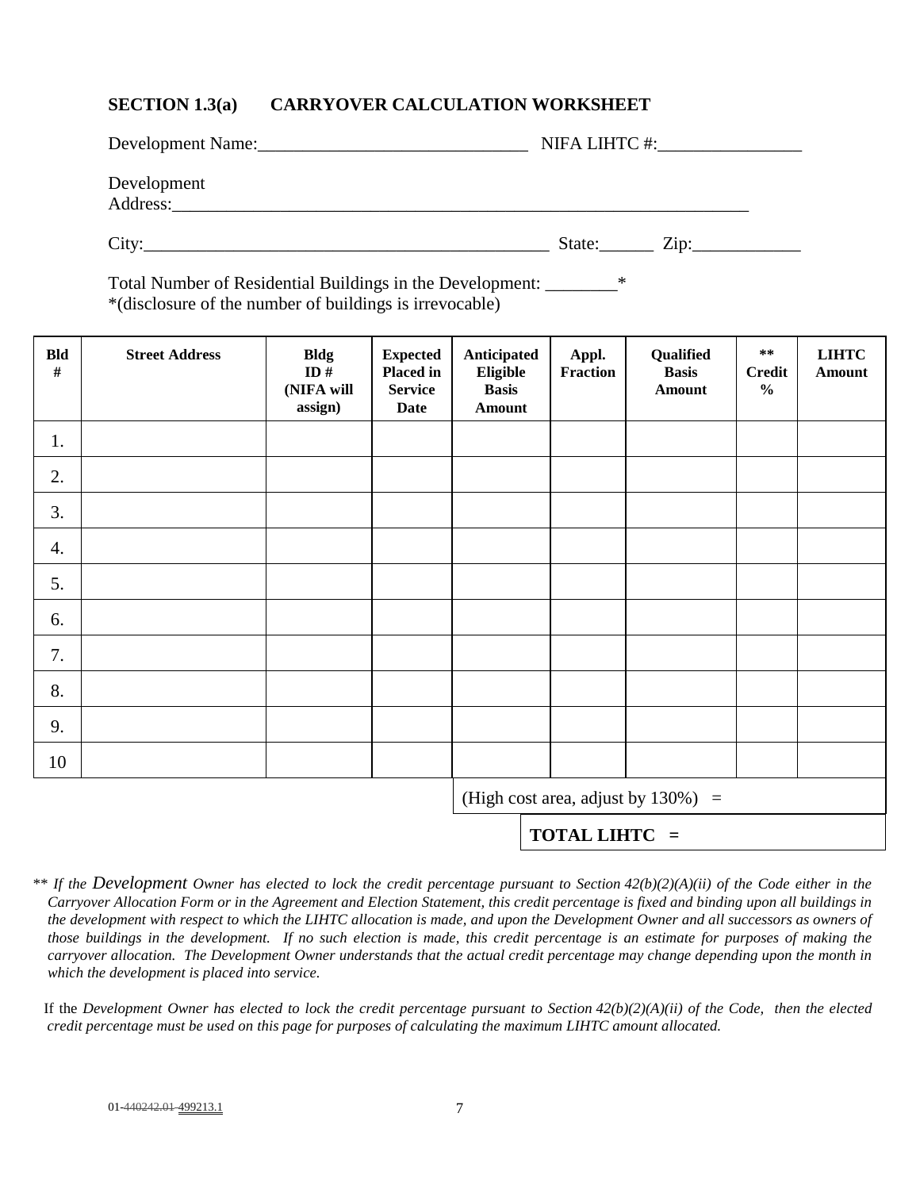## SECTION 1.3(a) CARRYOVER CALCULATION WORKSHEET

Development Name:______________________________ NIFA LIHTC #:________________

Development Address:____________________________________________________________________

City:______________________________________________ State:______ Zip:____________

Total Number of Residential Buildings in the Development: ________*
*(disclosure of the number of buildings is irrevocable)

| Bld # | Street Address | Bldg ID # (NIFA will assign) | Expected Placed in Service Date | Anticipated Eligible Basis Amount | Appl. Fraction | Qualified Basis Amount | ** Credit % | LIHTC Amount |
|---|---|---|---|---|---|---|---|---|
| 1. | | | | | | | | |
| 2. | | | | | | | | |
| 3. | | | | | | | | |
| 4. | | | | | | | | |
| 5. | | | | | | | | |
| 6. | | | | | | | | |
| 7. | | | | | | | | |
| 8. | | | | | | | | |
| 9. | | | | | | | | |
| 10 | | | | | | | | |
| | | | | (High cost area, adjust by 130%) = | | | | |
| | | | | | **TOTAL LIHTC =** | | | |

** *If the Development Owner has elected to lock the credit percentage pursuant to Section 42(b)(2)(A)(ii) of the Code either in the Carryover Allocation Form or in the Agreement and Election Statement, this credit percentage is fixed and binding upon all buildings in the development with respect to which the LIHTC allocation is made, and upon the Development Owner and all successors as owners of those buildings in the development. If no such election is made, this credit percentage is an estimate for purposes of making the carryover allocation. The Development Owner understands that the actual credit percentage may change depending upon the month in which the development is placed into service.*

If the *Development Owner has elected to lock the credit percentage pursuant to Section 42(b)(2)(A)(ii) of the Code, then the elected credit percentage must be used on this page for purposes of calculating the maximum LIHTC amount allocated.*

01-~~440242.01~~ 499213.1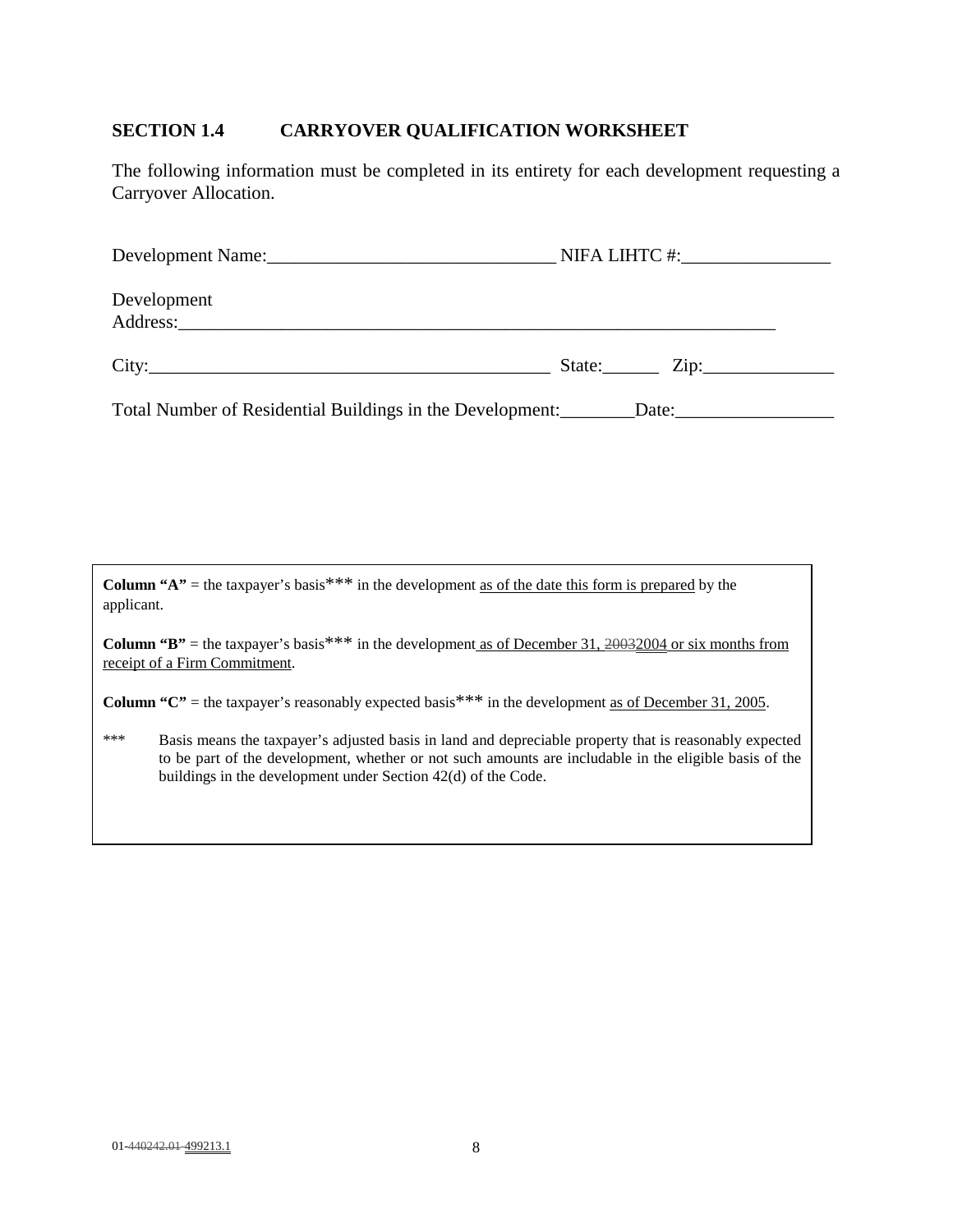## SECTION 1.4 CARRYOVER QUALIFICATION WORKSHEET

The following information must be completed in its entirety for each development requesting a Carryover Allocation.

Development Name:_______________________________ NIFA LIHTC #:________________

Development Address:_________________________________________________________________

City:____________________________________________ State:______ Zip:______________

Total Number of Residential Buildings in the Development:________Date:_________________

**Column "A"** = the taxpayer's basis*** in the development as of the date this form is prepared by the applicant.

**Column "B"** = the taxpayer's basis*** in the development as of December 31, ~~2003~~2004 or six months from receipt of a Firm Commitment.

**Column "C"** = the taxpayer's reasonably expected basis*** in the development as of December 31, 2005.

*** Basis means the taxpayer's adjusted basis in land and depreciable property that is reasonably expected to be part of the development, whether or not such amounts are includable in the eligible basis of the buildings in the development under Section 42(d) of the Code.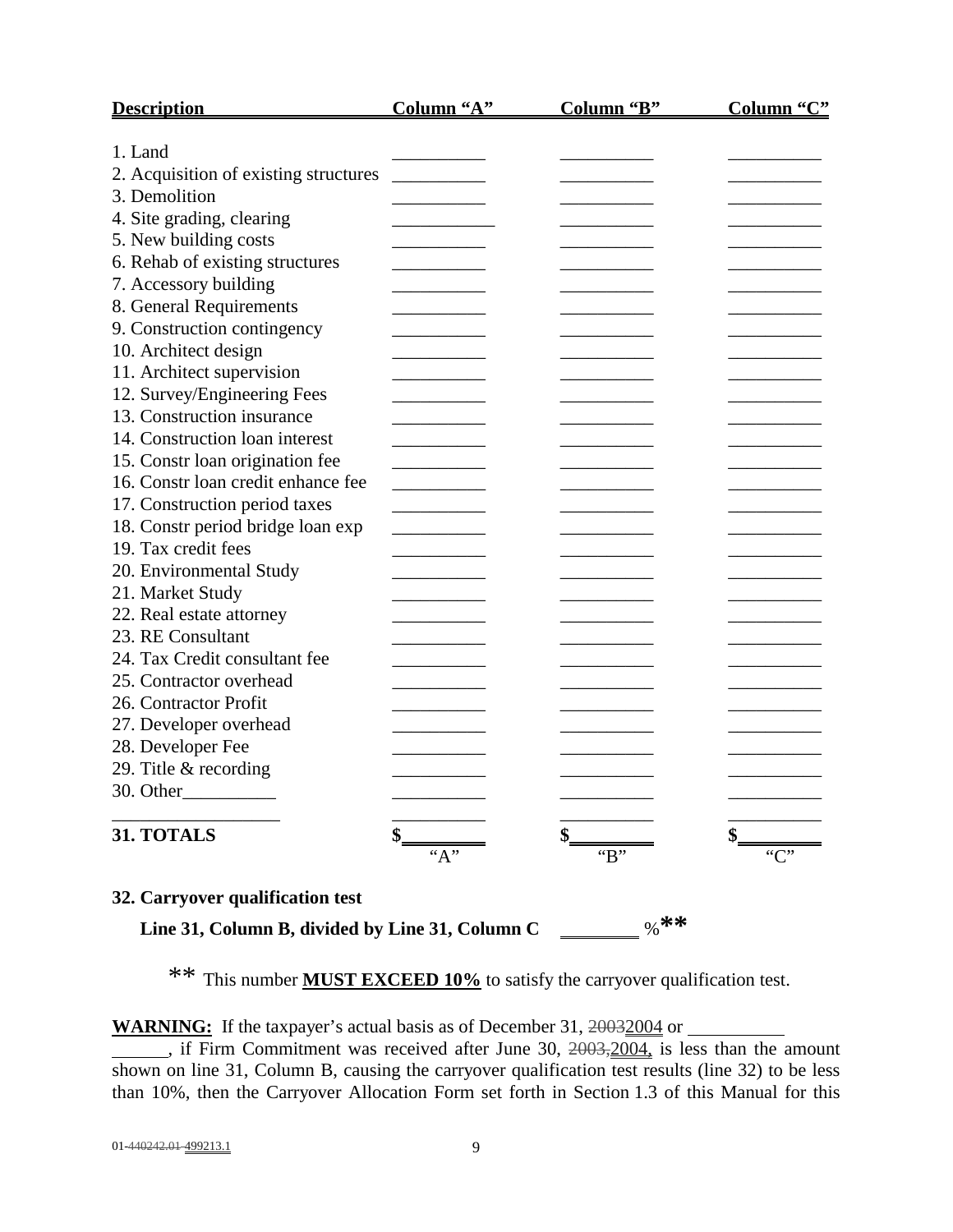| Description | Column "A" | Column "B" | Column "C" |
|---|---|---|---|
| 1. Land | __________ | __________ | __________ |
| 2. Acquisition of existing structures | __________ | __________ | __________ |
| 3. Demolition | __________ | __________ | __________ |
| 4. Site grading, clearing | __________ | __________ | __________ |
| 5. New building costs | __________ | __________ | __________ |
| 6. Rehab of existing structures | __________ | __________ | __________ |
| 7. Accessory building | __________ | __________ | __________ |
| 8. General Requirements | __________ | __________ | __________ |
| 9. Construction contingency | __________ | __________ | __________ |
| 10. Architect design | __________ | __________ | __________ |
| 11. Architect supervision | __________ | __________ | __________ |
| 12. Survey/Engineering Fees | __________ | __________ | __________ |
| 13. Construction insurance | __________ | __________ | __________ |
| 14. Construction loan interest | __________ | __________ | __________ |
| 15. Constr loan origination fee | __________ | __________ | __________ |
| 16. Constr loan credit enhance fee | __________ | __________ | __________ |
| 17. Construction period taxes | __________ | __________ | __________ |
| 18. Constr period bridge loan exp | __________ | __________ | __________ |
| 19. Tax credit fees | __________ | __________ | __________ |
| 20. Environmental Study | __________ | __________ | __________ |
| 21. Market Study | __________ | __________ | __________ |
| 22. Real estate attorney | __________ | __________ | __________ |
| 23. RE Consultant | __________ | __________ | __________ |
| 24. Tax Credit consultant fee | __________ | __________ | __________ |
| 25. Contractor overhead | __________ | __________ | __________ |
| 26. Contractor Profit | __________ | __________ | __________ |
| 27. Developer overhead | __________ | __________ | __________ |
| 28. Developer Fee | __________ | __________ | __________ |
| 29. Title & recording | __________ | __________ | __________ |
| 30. Other__________ | __________ | __________ | __________ |
| __________________ | __________ | __________ | __________ |
| **31. TOTALS** | **$**________ "A" | **$**________ "B" | **$**________ "C" |

**32. Carryover qualification test**

**Line 31, Column B, divided by Line 31, Column C** ________ %**

** This number **MUST EXCEED 10%** to satisfy the carryover qualification test.

**WARNING:** If the taxpayer's actual basis as of December 31, ~~2003~~2004 or __________ ______, if Firm Commitment was received after June 30, ~~2003,~~2004, is less than the amount shown on line 31, Column B, causing the carryover qualification test results (line 32) to be less than 10%, then the Carryover Allocation Form set forth in Section 1.3 of this Manual for this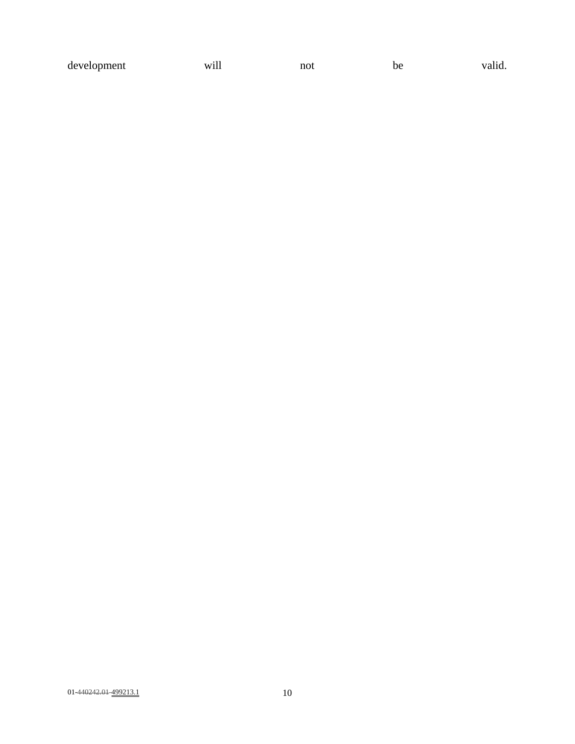development will not be valid.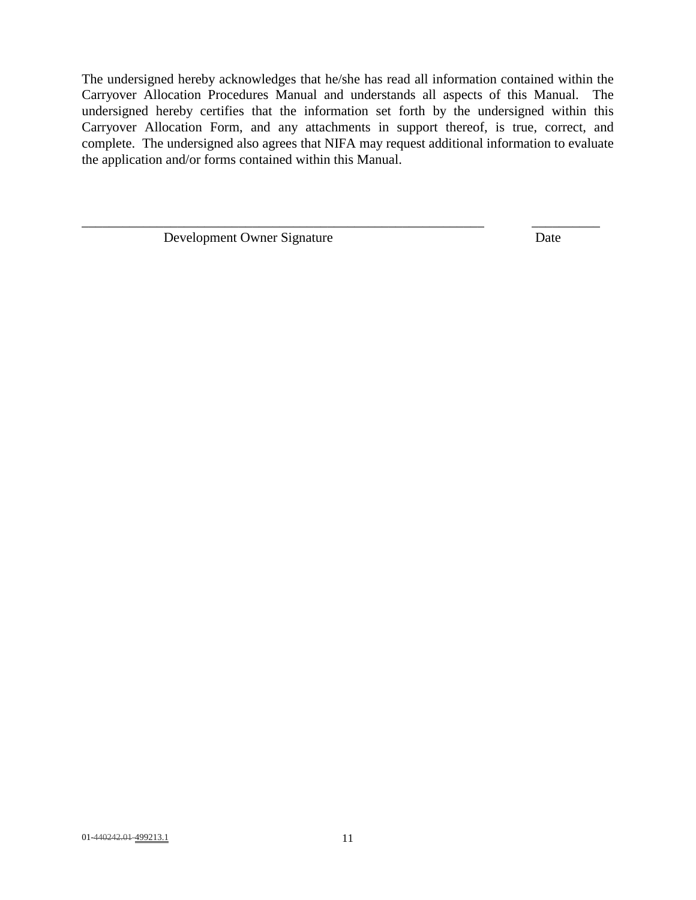The undersigned hereby acknowledges that he/she has read all information contained within the Carryover Allocation Procedures Manual and understands all aspects of this Manual. The undersigned hereby certifies that the information set forth by the undersigned within this Carryover Allocation Form, and any attachments in support thereof, is true, correct, and complete. The undersigned also agrees that NIFA may request additional information to evaluate the application and/or forms contained within this Manual.

\_\_\_\_\_\_\_\_\_\_\_\_\_\_\_\_\_\_\_\_\_\_\_\_\_\_\_\_\_\_\_\_\_\_\_\_\_\_\_\_\_\_\_\_\_\_\_\_\_\_\_\_\_\_\_\_\_\_ \_\_\_\_\_\_\_\_\_\_
Development Owner Signature Date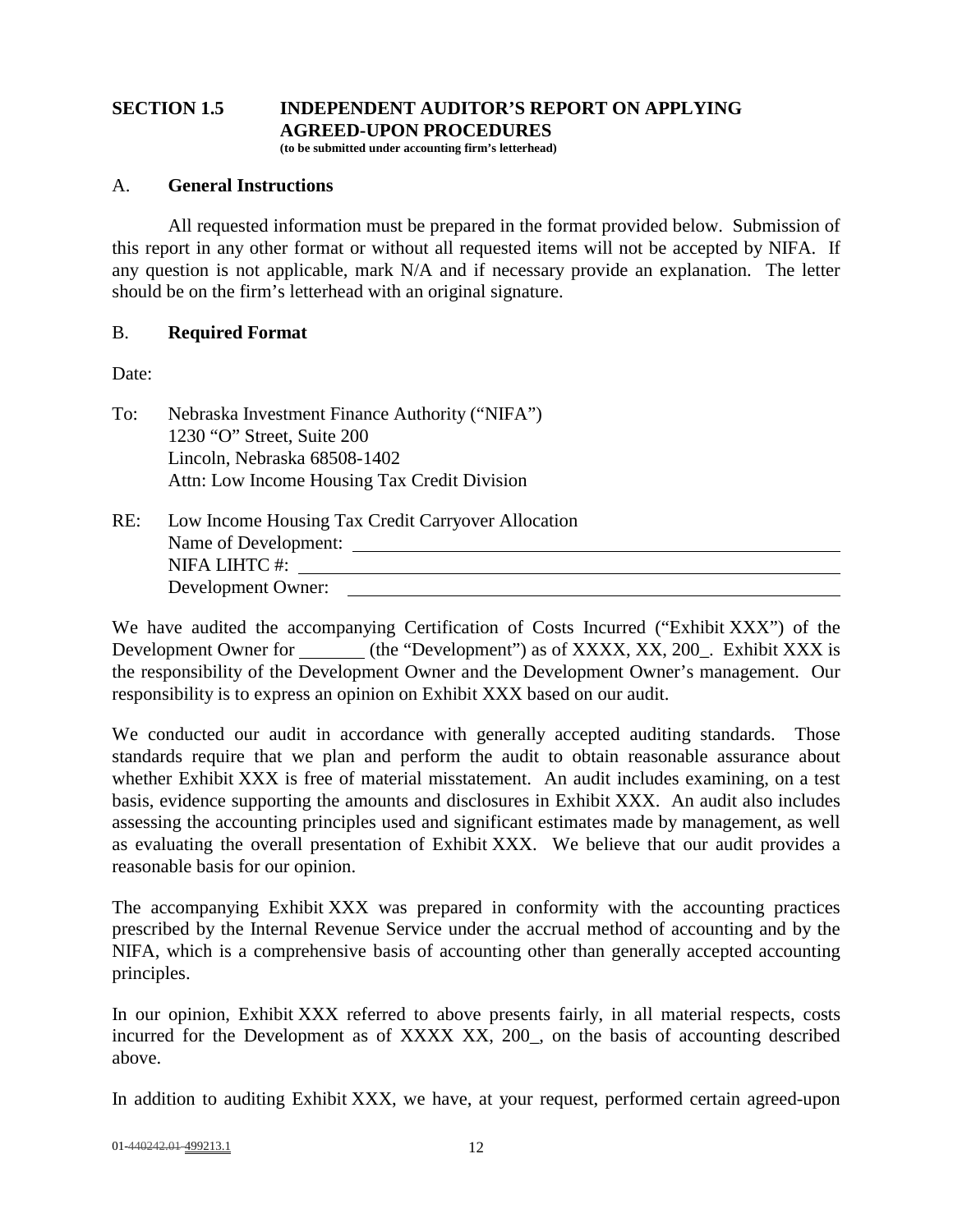## SECTION 1.5 INDEPENDENT AUDITOR'S REPORT ON APPLYING AGREED-UPON PROCEDURES

**(to be submitted under accounting firm's letterhead)**

### A. General Instructions

All requested information must be prepared in the format provided below. Submission of this report in any other format or without all requested items will not be accepted by NIFA. If any question is not applicable, mark N/A and if necessary provide an explanation. The letter should be on the firm's letterhead with an original signature.

### B. Required Format

Date:

To: Nebraska Investment Finance Authority ("NIFA")
1230 "O" Street, Suite 200
Lincoln, Nebraska 68508-1402
Attn: Low Income Housing Tax Credit Division

RE: Low Income Housing Tax Credit Carryover Allocation
Name of Development: ______________________________
NIFA LIHTC #: ______________________________
Development Owner: ______________________________

We have audited the accompanying Certification of Costs Incurred ("Exhibit XXX") of the Development Owner for _______ (the "Development") as of XXXX, XX, 200_. Exhibit XXX is the responsibility of the Development Owner and the Development Owner's management. Our responsibility is to express an opinion on Exhibit XXX based on our audit.

We conducted our audit in accordance with generally accepted auditing standards. Those standards require that we plan and perform the audit to obtain reasonable assurance about whether Exhibit XXX is free of material misstatement. An audit includes examining, on a test basis, evidence supporting the amounts and disclosures in Exhibit XXX. An audit also includes assessing the accounting principles used and significant estimates made by management, as well as evaluating the overall presentation of Exhibit XXX. We believe that our audit provides a reasonable basis for our opinion.

The accompanying Exhibit XXX was prepared in conformity with the accounting practices prescribed by the Internal Revenue Service under the accrual method of accounting and by the NIFA, which is a comprehensive basis of accounting other than generally accepted accounting principles.

In our opinion, Exhibit XXX referred to above presents fairly, in all material respects, costs incurred for the Development as of XXXX XX, 200_, on the basis of accounting described above.

In addition to auditing Exhibit XXX, we have, at your request, performed certain agreed-upon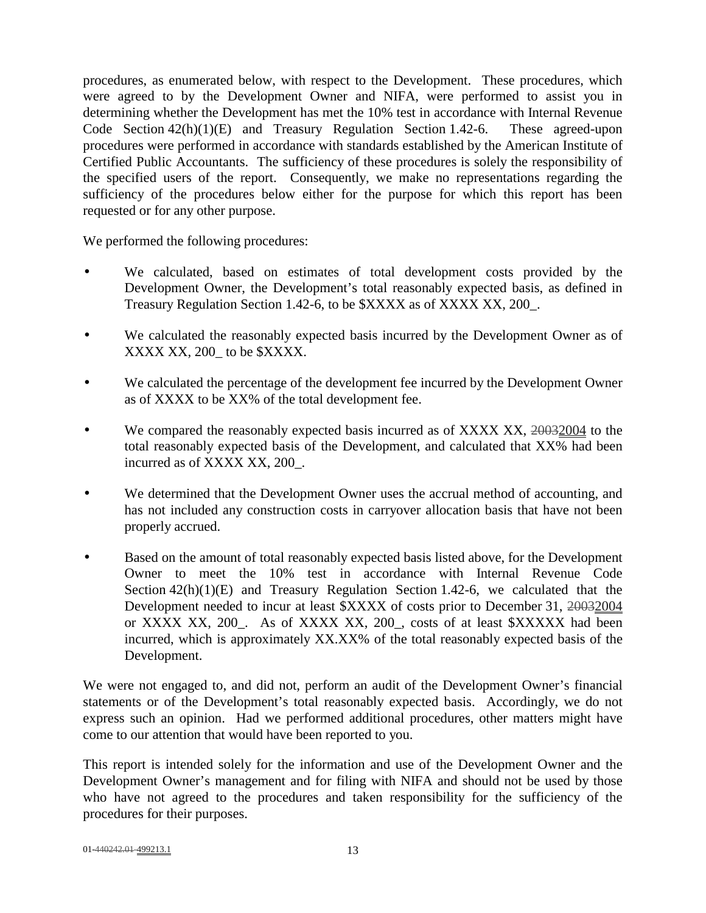procedures, as enumerated below, with respect to the Development. These procedures, which were agreed to by the Development Owner and NIFA, were performed to assist you in determining whether the Development has met the 10% test in accordance with Internal Revenue Code Section 42(h)(1)(E) and Treasury Regulation Section 1.42-6. These agreed-upon procedures were performed in accordance with standards established by the American Institute of Certified Public Accountants. The sufficiency of these procedures is solely the responsibility of the specified users of the report. Consequently, we make no representations regarding the sufficiency of the procedures below either for the purpose for which this report has been requested or for any other purpose.

We performed the following procedures:

- We calculated, based on estimates of total development costs provided by the Development Owner, the Development's total reasonably expected basis, as defined in Treasury Regulation Section 1.42-6, to be $XXXX as of XXXX XX, 200_.

- We calculated the reasonably expected basis incurred by the Development Owner as of XXXX XX, 200_ to be $XXXX.

- We calculated the percentage of the development fee incurred by the Development Owner as of XXXX to be XX% of the total development fee.

- We compared the reasonably expected basis incurred as of XXXX XX, ~~2003~~2004 to the total reasonably expected basis of the Development, and calculated that XX% had been incurred as of XXXX XX, 200_.

- We determined that the Development Owner uses the accrual method of accounting, and has not included any construction costs in carryover allocation basis that have not been properly accrued.

- Based on the amount of total reasonably expected basis listed above, for the Development Owner to meet the 10% test in accordance with Internal Revenue Code Section 42(h)(1)(E) and Treasury Regulation Section 1.42-6, we calculated that the Development needed to incur at least $XXXX of costs prior to December 31, ~~2003~~2004 or XXXX XX, 200_. As of XXXX XX, 200_, costs of at least $XXXXX had been incurred, which is approximately XX.XX% of the total reasonably expected basis of the Development.

We were not engaged to, and did not, perform an audit of the Development Owner's financial statements or of the Development's total reasonably expected basis. Accordingly, we do not express such an opinion. Had we performed additional procedures, other matters might have come to our attention that would have been reported to you.

This report is intended solely for the information and use of the Development Owner and the Development Owner's management and for filing with NIFA and should not be used by those who have not agreed to the procedures and taken responsibility for the sufficiency of the procedures for their purposes.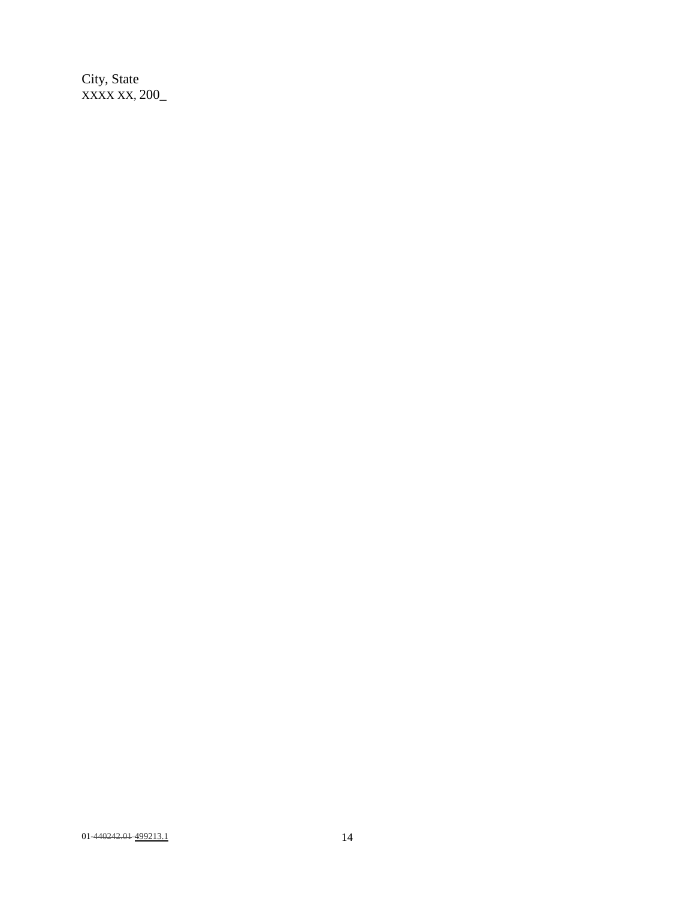City, State
XXXX XX, 200_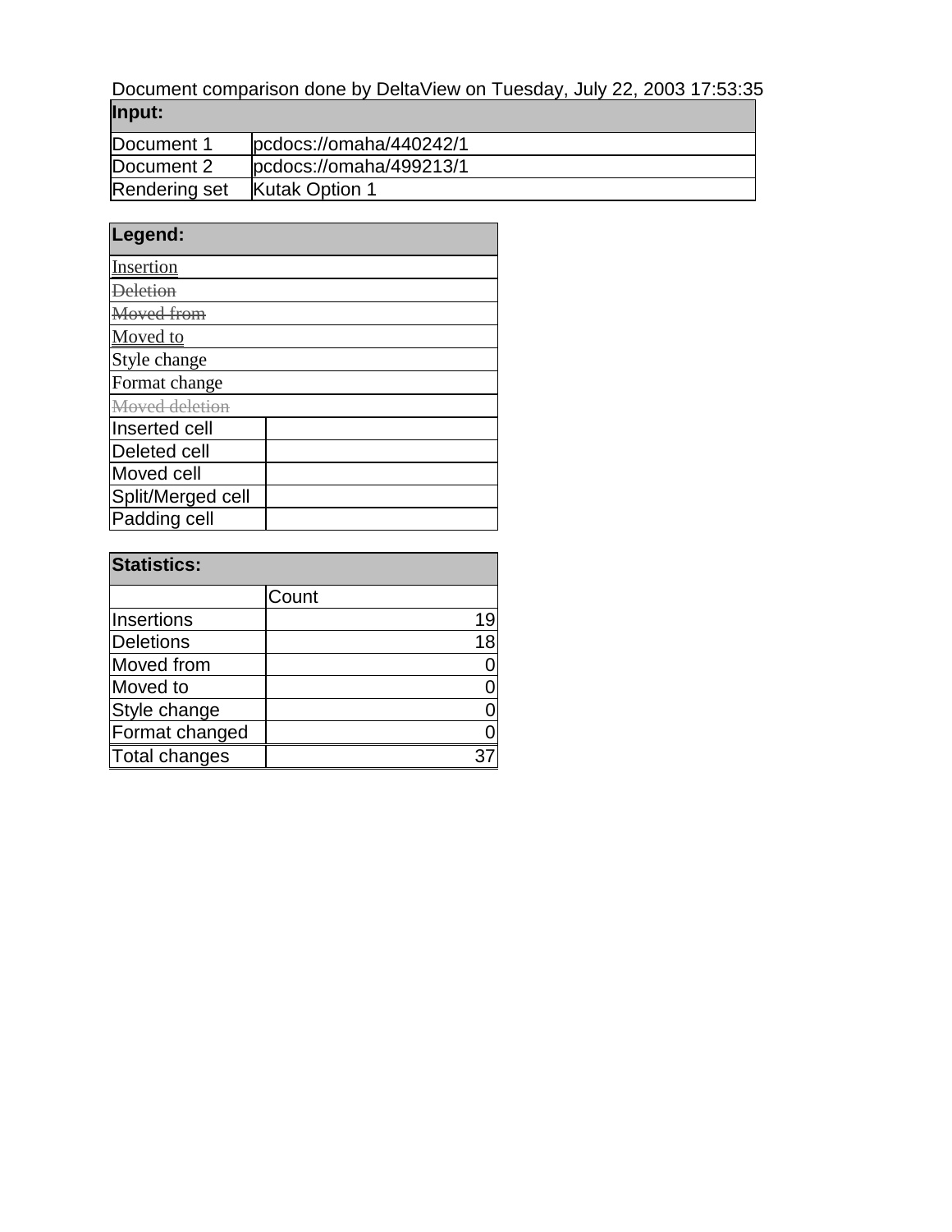Document comparison done by DeltaView on Tuesday, July 22, 2003 17:53:35

| Input: | |
| --- | --- |
| Document 1 | pcdocs://omaha/440242/1 |
| Document 2 | pcdocs://omaha/499213/1 |
| Rendering set | Kutak Option 1 |

| Legend: | |
| --- | --- |
| Insertion | |
| ~~Deletion~~ | |
| ~~Moved from~~ | |
| Moved to | |
| Style change | |
| Format change | |
| ~~Moved deletion~~ | |
| Inserted cell | |
| Deleted cell | |
| Moved cell | |
| Split/Merged cell | |
| Padding cell | |

| Statistics: | |
| --- | --- |
| | Count |
| Insertions | 19 |
| Deletions | 18 |
| Moved from | 0 |
| Moved to | 0 |
| Style change | 0 |
| Format changed | 0 |
| Total changes | 37 |